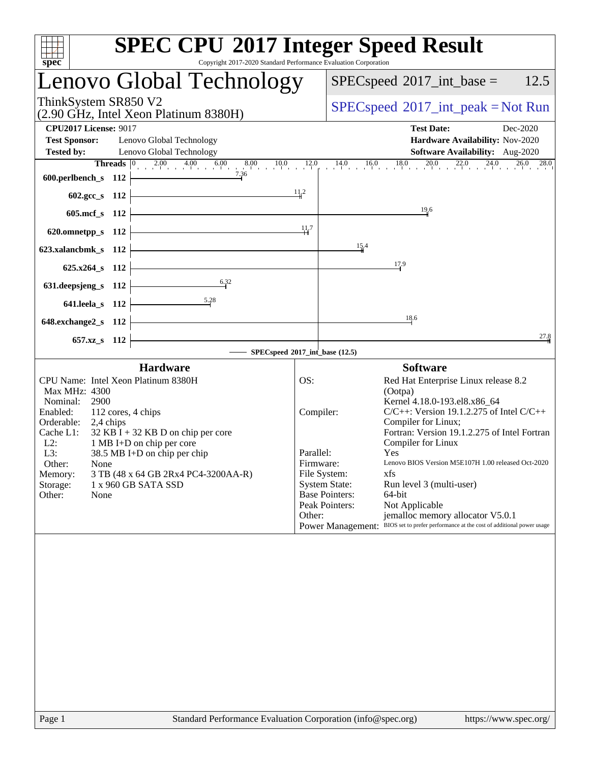# SPEC CPU 2017 Integer Speed Result

Copyright 2017-2020 Standard Performance Evaluation Corporation

## Lenovo Global Technology

ThinkSystem SR850 V2
(2.90 GHz, Intel Xeon Platinum 8380H)

SPECspeed 2017_int_base = 12.5

SPECspeed 2017_int_peak = Not Run

| | | | |
|---|---|---|---|
| **CPU2017 License:** 9017 | | **Test Date:** | Dec-2020 |
| **Test Sponsor:** | Lenovo Global Technology | **Hardware Availability:** | Nov-2020 |
| **Tested by:** | Lenovo Global Technology | **Software Availability:** | Aug-2020 |

| Benchmark | Threads | SPECspeed 2017_int_base |
|---|---|---|
| 600.perlbench_s | 112 | 7.36 |
| 602.gcc_s | 112 | 11.2 |
| 605.mcf_s | 112 | 19.6 |
| 620.omnetpp_s | 112 | 11.7 |
| 623.xalancbmk_s | 112 | 15.4 |
| 625.x264_s | 112 | 17.9 |
| 631.deepsjeng_s | 112 | 6.32 |
| 641.leela_s | 112 | 5.28 |
| 648.exchange2_s | 112 | 18.6 |
| 657.xz_s | 112 | 27.8 |

SPECspeed 2017_int_base (12.5)

### Hardware

| | |
|---|---|
| CPU Name: | Intel Xeon Platinum 8380H |
| Max MHz: | 4300 |
| Nominal: | 2900 |
| Enabled: | 112 cores, 4 chips |
| Orderable: | 2,4 chips |
| Cache L1: | 32 KB I + 32 KB D on chip per core |
| L2: | 1 MB I+D on chip per core |
| L3: | 38.5 MB I+D on chip per chip |
| Other: | None |
| Memory: | 3 TB (48 x 64 GB 2Rx4 PC4-3200AA-R) |
| Storage: | 1 x 960 GB SATA SSD |
| Other: | None |

### Software

| | |
|---|---|
| OS: | Red Hat Enterprise Linux release 8.2 (Ootpa) Kernel 4.18.0-193.el8.x86_64 |
| Compiler: | C/C++: Version 19.1.2.275 of Intel C/C++ Compiler for Linux; Fortran: Version 19.1.2.275 of Intel Fortran Compiler for Linux |
| Parallel: | Yes |
| Firmware: | Lenovo BIOS Version M5E107H 1.00 released Oct-2020 |
| File System: | xfs |
| System State: | Run level 3 (multi-user) |
| Base Pointers: | 64-bit |
| Peak Pointers: | Not Applicable |
| Other: | jemalloc memory allocator V5.0.1 |
| Power Management: | BIOS set to prefer performance at the cost of additional power usage |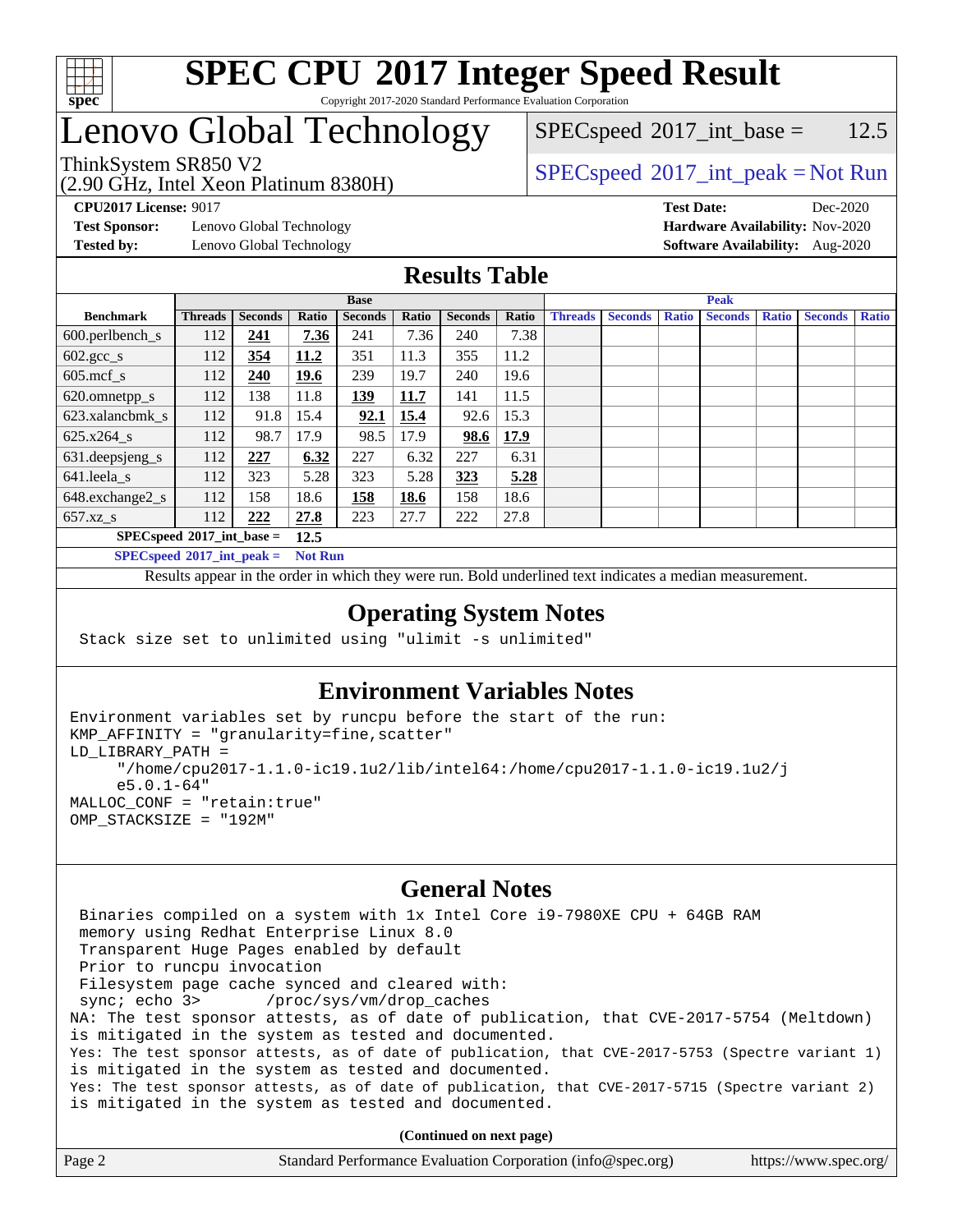# SPEC CPU 2017 Integer Speed Result

Copyright 2017-2020 Standard Performance Evaluation Corporation

# Lenovo Global Technology

ThinkSystem SR850 V2
(2.90 GHz, Intel Xeon Platinum 8380H)

SPECspeed 2017_int_base = 12.5

SPECspeed 2017_int_peak = Not Run

**CPU2017 License:** 9017
**Test Sponsor:** Lenovo Global Technology
**Tested by:** Lenovo Global Technology

**Test Date:** Dec-2020
**Hardware Availability:** Nov-2020
**Software Availability:** Aug-2020

## Results Table

| | Base | | | | | | | Peak | | | | | | |
|---|---|---|---|---|---|---|---|---|---|---|---|---|---|---|
| **Benchmark** | **Threads** | **Seconds** | **Ratio** | **Seconds** | **Ratio** | **Seconds** | **Ratio** | **Threads** | **Seconds** | **Ratio** | **Seconds** | **Ratio** | **Seconds** | **Ratio** |
| 600.perlbench_s | 112 | **241** | **7.36** | 241 | 7.36 | 240 | 7.38 | | | | | | | |
| 602.gcc_s | 112 | **354** | **11.2** | 351 | 11.3 | 355 | 11.2 | | | | | | | |
| 605.mcf_s | 112 | **240** | **19.6** | 239 | 19.7 | 240 | 19.6 | | | | | | | |
| 620.omnetpp_s | 112 | 138 | 11.8 | **139** | **11.7** | 141 | 11.5 | | | | | | | |
| 623.xalancbmk_s | 112 | 91.8 | 15.4 | **92.1** | **15.4** | 92.6 | 15.3 | | | | | | | |
| 625.x264_s | 112 | 98.7 | 17.9 | 98.5 | 17.9 | **98.6** | **17.9** | | | | | | | |
| 631.deepsjeng_s | 112 | **227** | **6.32** | 227 | 6.32 | 227 | 6.31 | | | | | | | |
| 641.leela_s | 112 | 323 | 5.28 | 323 | 5.28 | **323** | **5.28** | | | | | | | |
| 648.exchange2_s | 112 | 158 | 18.6 | **158** | **18.6** | 158 | 18.6 | | | | | | | |
| 657.xz_s | 112 | **222** | **27.8** | 223 | 27.7 | 222 | 27.8 | | | | | | | |

**SPECspeed 2017_int_base = 12.5**

**SPECspeed 2017_int_peak = Not Run**

Results appear in the order in which they were run. Bold underlined text indicates a median measurement.

## Operating System Notes

```
Stack size set to unlimited using "ulimit -s unlimited"
```

## Environment Variables Notes

```
Environment variables set by runcpu before the start of the run:
KMP_AFFINITY = "granularity=fine,scatter"
LD_LIBRARY_PATH =
     "/home/cpu2017-1.1.0-ic19.1u2/lib/intel64:/home/cpu2017-1.1.0-ic19.1u2/j
     e5.0.1-64"
MALLOC_CONF = "retain:true"
OMP_STACKSIZE = "192M"
```

## General Notes

```
 Binaries compiled on a system with 1x Intel Core i9-7980XE CPU + 64GB RAM
 memory using Redhat Enterprise Linux 8.0
 Transparent Huge Pages enabled by default
 Prior to runcpu invocation
 Filesystem page cache synced and cleared with:
 sync; echo 3>       /proc/sys/vm/drop_caches
NA: The test sponsor attests, as of date of publication, that CVE-2017-5754 (Meltdown)
is mitigated in the system as tested and documented.
Yes: The test sponsor attests, as of date of publication, that CVE-2017-5753 (Spectre variant 1)
is mitigated in the system as tested and documented.
Yes: The test sponsor attests, as of date of publication, that CVE-2017-5715 (Spectre variant 2)
is mitigated in the system as tested and documented.
```

**(Continued on next page)**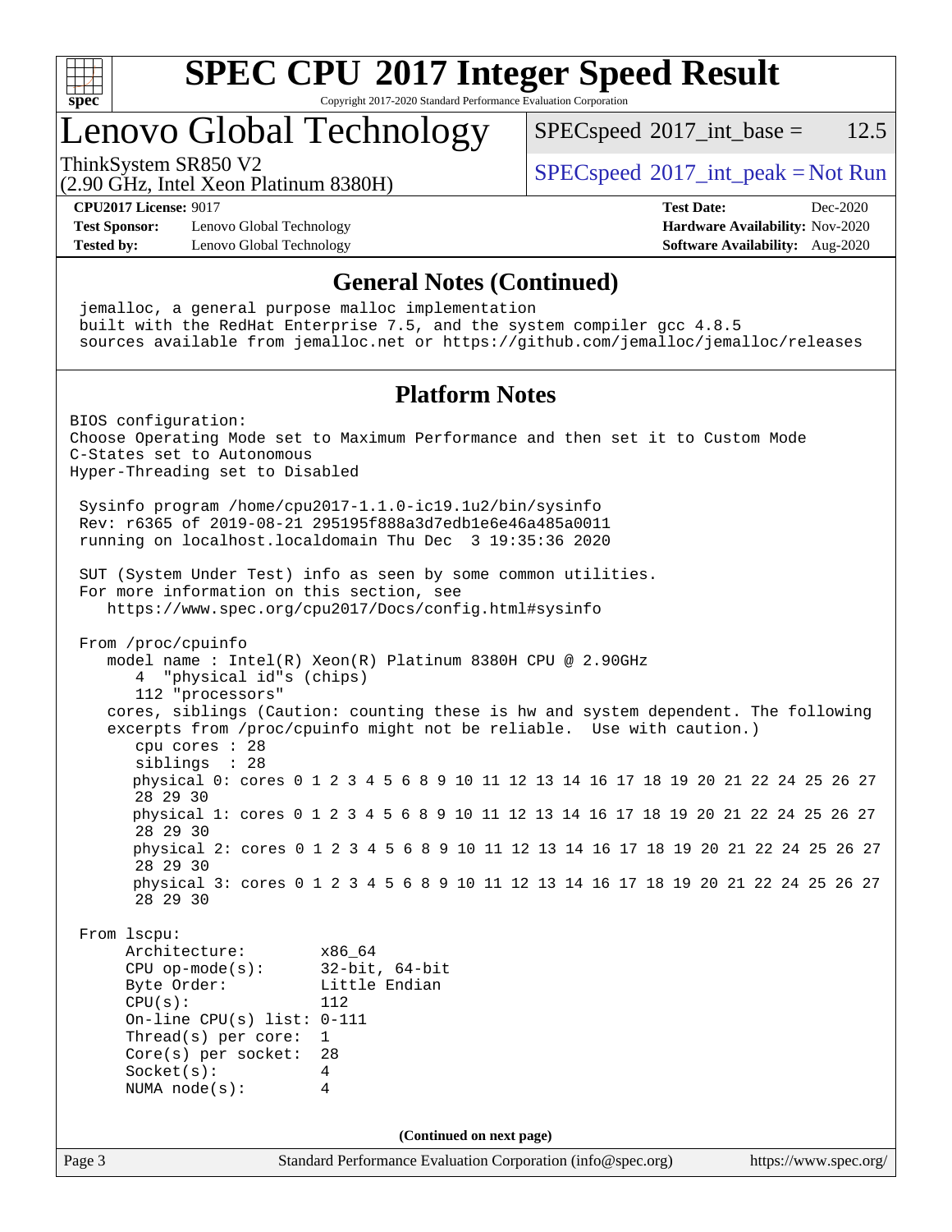## General Notes (Continued)

```
jemalloc, a general purpose malloc implementation
built with the RedHat Enterprise 7.5, and the system compiler gcc 4.8.5
sources available from jemalloc.net or https://github.com/jemalloc/jemalloc/releases
```

## Platform Notes

```
BIOS configuration:
Choose Operating Mode set to Maximum Performance and then set it to Custom Mode
C-States set to Autonomous
Hyper-Threading set to Disabled

 Sysinfo program /home/cpu2017-1.1.0-ic19.1u2/bin/sysinfo
 Rev: r6365 of 2019-08-21 295195f888a3d7edb1e6e46a485a0011
 running on localhost.localdomain Thu Dec  3 19:35:36 2020

 SUT (System Under Test) info as seen by some common utilities.
 For more information on this section, see
    https://www.spec.org/cpu2017/Docs/config.html#sysinfo

 From /proc/cpuinfo
    model name : Intel(R) Xeon(R) Platinum 8380H CPU @ 2.90GHz
       4  "physical id"s (chips)
       112 "processors"
    cores, siblings (Caution: counting these is hw and system dependent. The following
    excerpts from /proc/cpuinfo might not be reliable.  Use with caution.)
       cpu cores : 28
       siblings  : 28
       physical 0: cores 0 1 2 3 4 5 6 8 9 10 11 12 13 14 16 17 18 19 20 21 22 24 25 26 27
       28 29 30
       physical 1: cores 0 1 2 3 4 5 6 8 9 10 11 12 13 14 16 17 18 19 20 21 22 24 25 26 27
       28 29 30
       physical 2: cores 0 1 2 3 4 5 6 8 9 10 11 12 13 14 16 17 18 19 20 21 22 24 25 26 27
       28 29 30
       physical 3: cores 0 1 2 3 4 5 6 8 9 10 11 12 13 14 16 17 18 19 20 21 22 24 25 26 27
       28 29 30

 From lscpu:
      Architecture:        x86_64
      CPU op-mode(s):      32-bit, 64-bit
      Byte Order:          Little Endian
      CPU(s):              112
      On-line CPU(s) list: 0-111
      Thread(s) per core:  1
      Core(s) per socket:  28
      Socket(s):           4
      NUMA node(s):        4
```

(Continued on next page)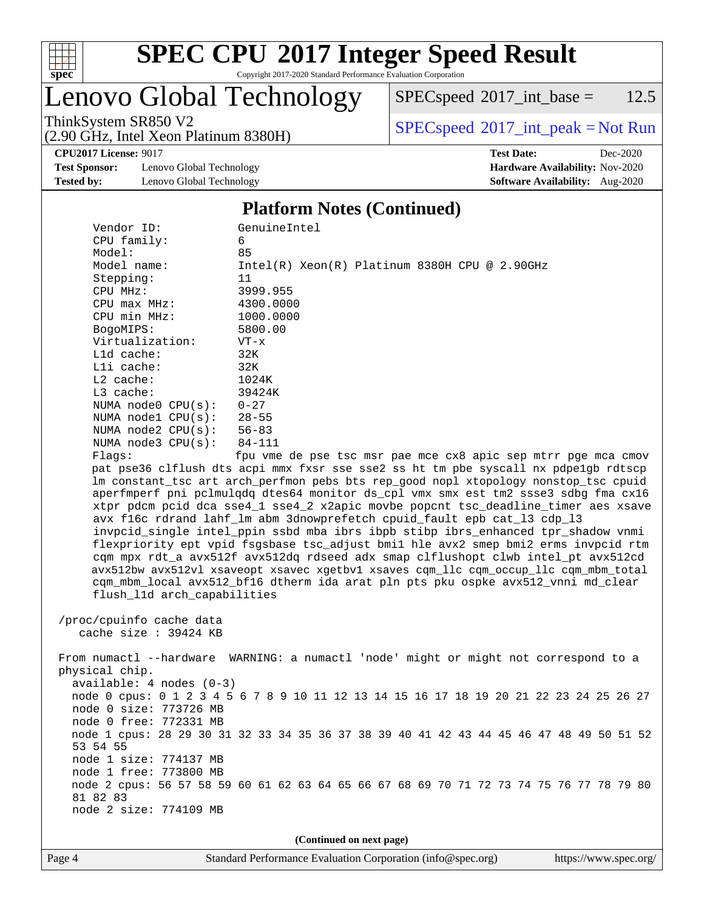# SPEC CPU 2017 Integer Speed Result

Copyright 2017-2020 Standard Performance Evaluation Corporation

## Lenovo Global Technology

ThinkSystem SR850 V2
(2.90 GHz, Intel Xeon Platinum 8380H)

SPECspeed 2017_int_base = 12.5

SPECspeed 2017_int_peak = Not Run

**CPU2017 License:** 9017
**Test Sponsor:** Lenovo Global Technology
**Tested by:** Lenovo Global Technology

**Test Date:** Dec-2020
**Hardware Availability:** Nov-2020
**Software Availability:** Aug-2020

### Platform Notes (Continued)

```
     Vendor ID:             GenuineIntel
     CPU family:            6
     Model:                 85
     Model name:            Intel(R) Xeon(R) Platinum 8380H CPU @ 2.90GHz
     Stepping:              11
     CPU MHz:               3999.955
     CPU max MHz:           4300.0000
     CPU min MHz:           1000.0000
     BogoMIPS:              5800.00
     Virtualization:        VT-x
     L1d cache:             32K
     L1i cache:             32K
     L2 cache:              1024K
     L3 cache:              39424K
     NUMA node0 CPU(s):     0-27
     NUMA node1 CPU(s):     28-55
     NUMA node2 CPU(s):     56-83
     NUMA node3 CPU(s):     84-111
     Flags:                 fpu vme de pse tsc msr pae mce cx8 apic sep mtrr pge mca cmov
     pat pse36 clflush dts acpi mmx fxsr sse sse2 ss ht tm pbe syscall nx pdpe1gb rdtscp
     lm constant_tsc art arch_perfmon pebs bts rep_good nopl xtopology nonstop_tsc cpuid
     aperfmperf pni pclmulqdq dtes64 monitor ds_cpl vmx smx est tm2 ssse3 sdbg fma cx16
     xtpr pdcm pcid dca sse4_1 sse4_2 x2apic movbe popcnt tsc_deadline_timer aes xsave
     avx f16c rdrand lahf_lm abm 3dnowprefetch cpuid_fault epb cat_l3 cdp_l3
     invpcid_single intel_ppin ssbd mba ibrs ibpb stibp ibrs_enhanced tpr_shadow vnmi
     flexpriority ept vpid fsgsbase tsc_adjust bmi1 hle avx2 smep bmi2 erms invpcid rtm
     cqm mpx rdt_a avx512f avx512dq rdseed adx smap clflushopt clwb intel_pt avx512cd
     avx512bw avx512vl xsaveopt xsavec xgetbv1 xsaves cqm_llc cqm_occup_llc cqm_mbm_total
     cqm_mbm_local avx512_bf16 dtherm ida arat pln pts pku ospke avx512_vnni md_clear
     flush_l1d arch_capabilities

 /proc/cpuinfo cache data
    cache size : 39424 KB

 From numactl --hardware  WARNING: a numactl 'node' might or might not correspond to a
 physical chip.
   available: 4 nodes (0-3)
   node 0 cpus: 0 1 2 3 4 5 6 7 8 9 10 11 12 13 14 15 16 17 18 19 20 21 22 23 24 25 26 27
   node 0 size: 773726 MB
   node 0 free: 772331 MB
   node 1 cpus: 28 29 30 31 32 33 34 35 36 37 38 39 40 41 42 43 44 45 46 47 48 49 50 51 52
   53 54 55
   node 1 size: 774137 MB
   node 1 free: 773800 MB
   node 2 cpus: 56 57 58 59 60 61 62 63 64 65 66 67 68 69 70 71 72 73 74 75 76 77 78 79 80
   81 82 83
   node 2 size: 774109 MB
```

(Continued on next page)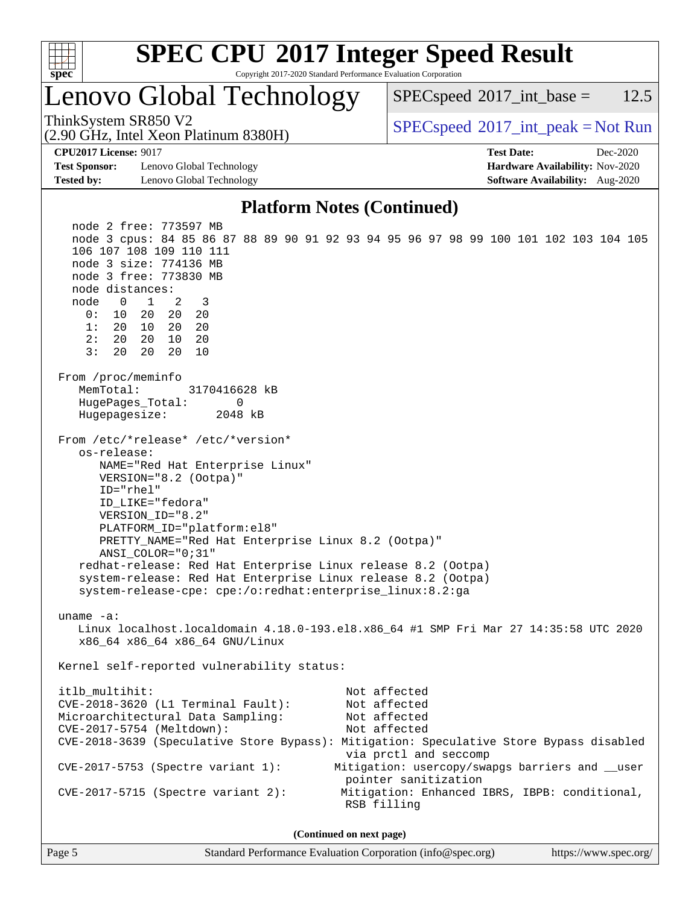## Platform Notes (Continued)

```
   node 2 free: 773597 MB
   node 3 cpus: 84 85 86 87 88 89 90 91 92 93 94 95 96 97 98 99 100 101 102 103 104 105
   106 107 108 109 110 111
   node 3 size: 774136 MB
   node 3 free: 773830 MB
   node distances:
   node   0   1   2   3
     0:  10  20  20  20
     1:  20  10  20  20
     2:  20  20  10  20
     3:  20  20  20  10

 From /proc/meminfo
    MemTotal:       3170416628 kB
    HugePages_Total:       0
    Hugepagesize:       2048 kB

 From /etc/*release* /etc/*version*
    os-release:
       NAME="Red Hat Enterprise Linux"
       VERSION="8.2 (Ootpa)"
       ID="rhel"
       ID_LIKE="fedora"
       VERSION_ID="8.2"
       PLATFORM_ID="platform:el8"
       PRETTY_NAME="Red Hat Enterprise Linux 8.2 (Ootpa)"
       ANSI_COLOR="0;31"
    redhat-release: Red Hat Enterprise Linux release 8.2 (Ootpa)
    system-release: Red Hat Enterprise Linux release 8.2 (Ootpa)
    system-release-cpe: cpe:/o:redhat:enterprise_linux:8.2:ga

 uname -a:
    Linux localhost.localdomain 4.18.0-193.el8.x86_64 #1 SMP Fri Mar 27 14:35:58 UTC 2020
    x86_64 x86_64 x86_64 GNU/Linux

 Kernel self-reported vulnerability status:

 itlb_multihit:                                         Not affected
 CVE-2018-3620 (L1 Terminal Fault):                     Not affected
 Microarchitectural Data Sampling:                      Not affected
 CVE-2017-5754 (Meltdown):                              Not affected
 CVE-2018-3639 (Speculative Store Bypass): Mitigation: Speculative Store Bypass disabled
                                                        via prctl and seccomp
 CVE-2017-5753 (Spectre variant 1):                   Mitigation: usercopy/swapgs barriers and __user
                                                        pointer sanitization
 CVE-2017-5715 (Spectre variant 2):                    Mitigation: Enhanced IBRS, IBPB: conditional,
                                                        RSB filling
```

**(Continued on next page)**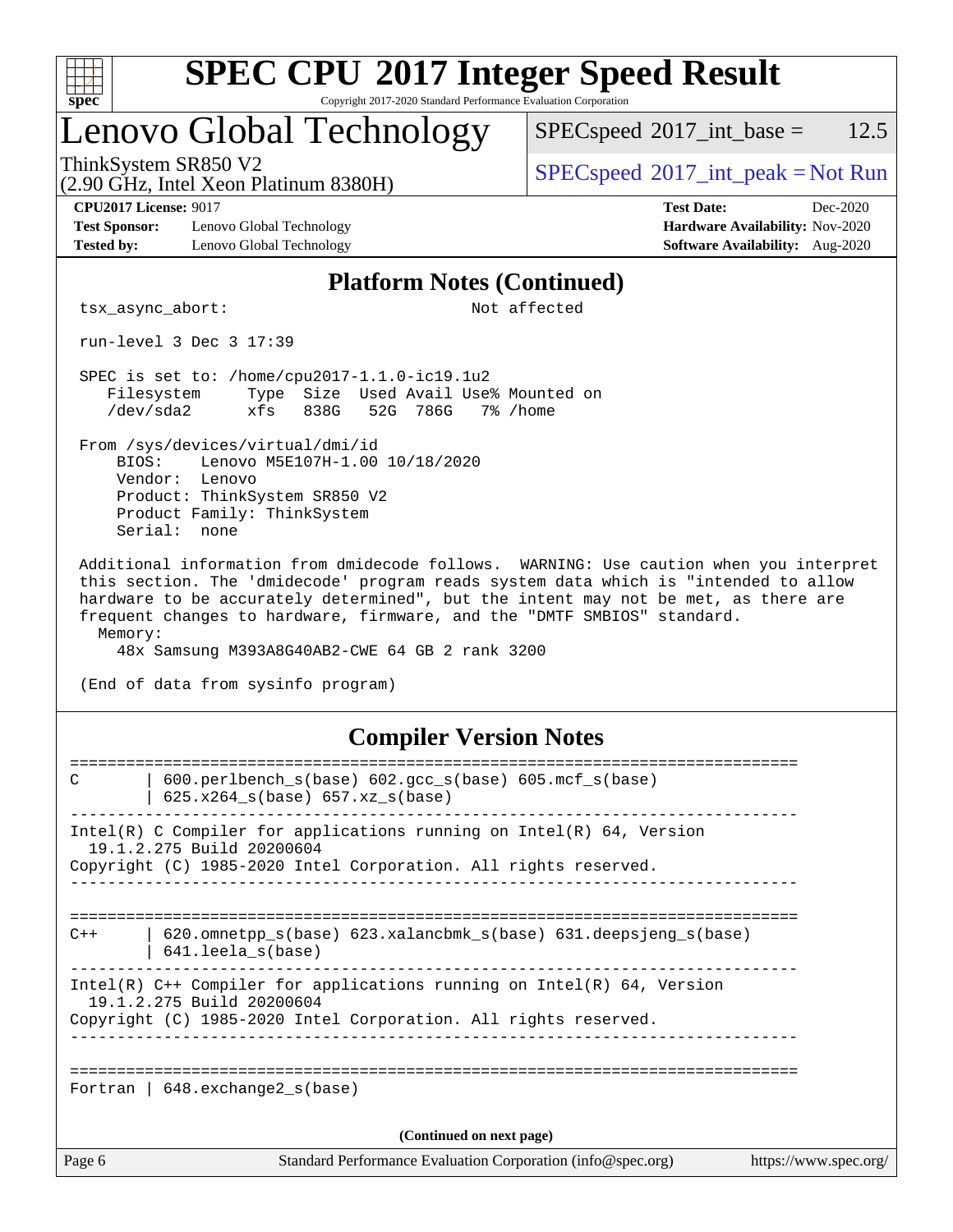# SPEC CPU 2017 Integer Speed Result

Copyright 2017-2020 Standard Performance Evaluation Corporation

## Lenovo Global Technology

ThinkSystem SR850 V2
(2.90 GHz, Intel Xeon Platinum 8380H)

SPECspeed 2017_int_base = 12.5

SPECspeed 2017_int_peak = Not Run

**CPU2017 License:** 9017
**Test Sponsor:** Lenovo Global Technology
**Tested by:** Lenovo Global Technology

**Test Date:** Dec-2020
**Hardware Availability:** Nov-2020
**Software Availability:** Aug-2020

### Platform Notes (Continued)

```
tsx_async_abort:                                    Not affected

run-level 3 Dec 3 17:39

SPEC is set to: /home/cpu2017-1.1.0-ic19.1u2
   Filesystem     Type  Size  Used Avail Use% Mounted on
   /dev/sda2      xfs   838G   52G  786G   7% /home

From /sys/devices/virtual/dmi/id
    BIOS:    Lenovo M5E107H-1.00 10/18/2020
    Vendor:  Lenovo
    Product: ThinkSystem SR850 V2
    Product Family: ThinkSystem
    Serial:  none

Additional information from dmidecode follows.  WARNING: Use caution when you interpret
this section. The 'dmidecode' program reads system data which is "intended to allow
hardware to be accurately determined", but the intent may not be met, as there are
frequent changes to hardware, firmware, and the "DMTF SMBIOS" standard.
  Memory:
    48x Samsung M393A8G40AB2-CWE 64 GB 2 rank 3200

(End of data from sysinfo program)
```

### Compiler Version Notes

```
==============================================================================
C       | 600.perlbench_s(base) 602.gcc_s(base) 605.mcf_s(base)
        | 625.x264_s(base) 657.xz_s(base)
------------------------------------------------------------------------------
Intel(R) C Compiler for applications running on Intel(R) 64, Version
  19.1.2.275 Build 20200604
Copyright (C) 1985-2020 Intel Corporation. All rights reserved.
------------------------------------------------------------------------------

==============================================================================
C++     | 620.omnetpp_s(base) 623.xalancbmk_s(base) 631.deepsjeng_s(base)
        | 641.leela_s(base)
------------------------------------------------------------------------------
Intel(R) C++ Compiler for applications running on Intel(R) 64, Version
  19.1.2.275 Build 20200604
Copyright (C) 1985-2020 Intel Corporation. All rights reserved.
------------------------------------------------------------------------------

==============================================================================
Fortran | 648.exchange2_s(base)
```

(Continued on next page)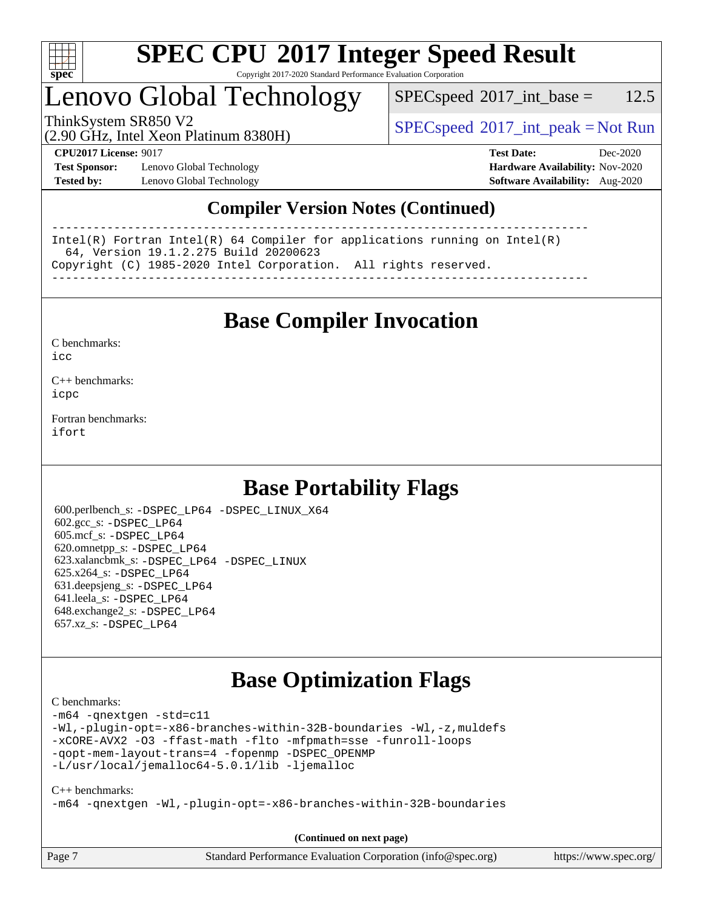# SPEC CPU 2017 Integer Speed Result

Copyright 2017-2020 Standard Performance Evaluation Corporation

## Lenovo Global Technology

ThinkSystem SR850 V2
(2.90 GHz, Intel Xeon Platinum 8380H)

SPECspeed 2017_int_base = 12.5

SPECspeed 2017_int_peak = Not Run

**CPU2017 License:** 9017
**Test Sponsor:** Lenovo Global Technology
**Tested by:** Lenovo Global Technology

**Test Date:** Dec-2020
**Hardware Availability:** Nov-2020
**Software Availability:** Aug-2020

## Compiler Version Notes (Continued)

```
==============================================================================
Intel(R) Fortran Intel(R) 64 Compiler for applications running on Intel(R)
  64, Version 19.1.2.275 Build 20200623
Copyright (C) 1985-2020 Intel Corporation.  All rights reserved.
------------------------------------------------------------------------------
```

## Base Compiler Invocation

C benchmarks:
`icc`

C++ benchmarks:
`icpc`

Fortran benchmarks:
`ifort`

## Base Portability Flags

600.perlbench_s: `-DSPEC_LP64 -DSPEC_LINUX_X64`
602.gcc_s: `-DSPEC_LP64`
605.mcf_s: `-DSPEC_LP64`
620.omnetpp_s: `-DSPEC_LP64`
623.xalancbmk_s: `-DSPEC_LP64 -DSPEC_LINUX`
625.x264_s: `-DSPEC_LP64`
631.deepsjeng_s: `-DSPEC_LP64`
641.leela_s: `-DSPEC_LP64`
648.exchange2_s: `-DSPEC_LP64`
657.xz_s: `-DSPEC_LP64`

## Base Optimization Flags

C benchmarks:

```
-m64 -qnextgen -std=c11
-Wl,-plugin-opt=-x86-branches-within-32B-boundaries -Wl,-z,muldefs
-xCORE-AVX2 -O3 -ffast-math -flto -mfpmath=sse -funroll-loops
-qopt-mem-layout-trans=4 -fopenmp -DSPEC_OPENMP
-L/usr/local/jemalloc64-5.0.1/lib -ljemalloc
```

C++ benchmarks:

```
-m64 -qnextgen -Wl,-plugin-opt=-x86-branches-within-32B-boundaries
```

**(Continued on next page)**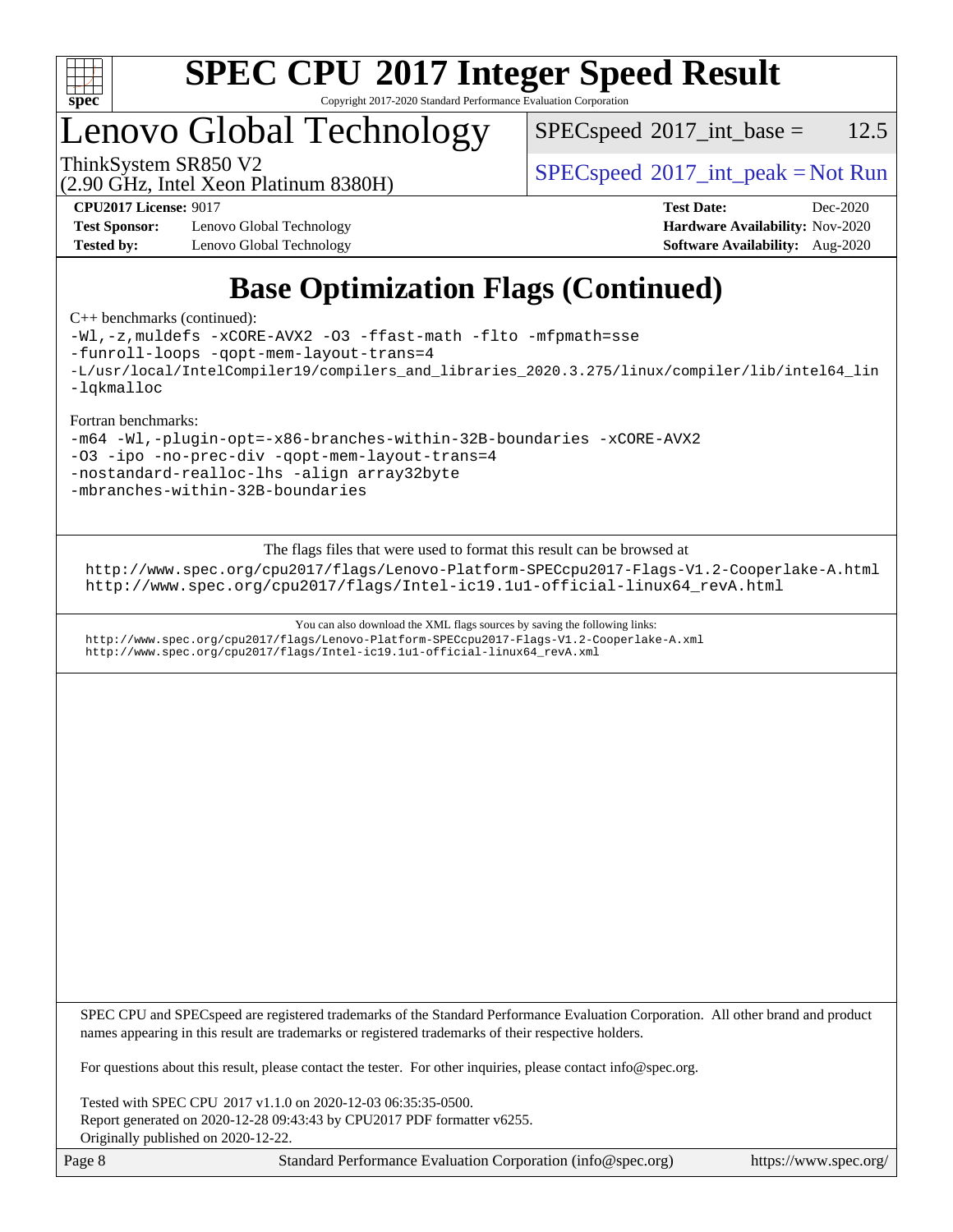# SPEC CPU 2017 Integer Speed Result

Copyright 2017-2020 Standard Performance Evaluation Corporation

## Lenovo Global Technology

ThinkSystem SR850 V2
(2.90 GHz, Intel Xeon Platinum 8380H)

SPECspeed 2017_int_base = 12.5

SPECspeed 2017_int_peak = Not Run

**CPU2017 License:** 9017
**Test Sponsor:** Lenovo Global Technology
**Tested by:** Lenovo Global Technology

**Test Date:** Dec-2020
**Hardware Availability:** Nov-2020
**Software Availability:** Aug-2020

## Base Optimization Flags (Continued)

C++ benchmarks (continued):

```
-Wl,-z,muldefs -xCORE-AVX2 -O3 -ffast-math -flto -mfpmath=sse
-funroll-loops -qopt-mem-layout-trans=4
-L/usr/local/IntelCompiler19/compilers_and_libraries_2020.3.275/linux/compiler/lib/intel64_lin
-lqkmalloc
```

Fortran benchmarks:

```
-m64 -Wl,-plugin-opt=-x86-branches-within-32B-boundaries -xCORE-AVX2
-O3 -ipo -no-prec-div -qopt-mem-layout-trans=4
-nostandard-realloc-lhs -align array32byte
-mbranches-within-32B-boundaries
```

The flags files that were used to format this result can be browsed at

http://www.spec.org/cpu2017/flags/Lenovo-Platform-SPECcpu2017-Flags-V1.2-Cooperlake-A.html
http://www.spec.org/cpu2017/flags/Intel-ic19.1u1-official-linux64_revA.html

You can also download the XML flags sources by saving the following links:

http://www.spec.org/cpu2017/flags/Lenovo-Platform-SPECcpu2017-Flags-V1.2-Cooperlake-A.xml
http://www.spec.org/cpu2017/flags/Intel-ic19.1u1-official-linux64_revA.xml

SPEC CPU and SPECspeed are registered trademarks of the Standard Performance Evaluation Corporation. All other brand and product names appearing in this result are trademarks or registered trademarks of their respective holders.

For questions about this result, please contact the tester. For other inquiries, please contact info@spec.org.

Tested with SPEC CPU 2017 v1.1.0 on 2020-12-03 06:35:35-0500.
Report generated on 2020-12-28 09:43:43 by CPU2017 PDF formatter v6255.
Originally published on 2020-12-22.